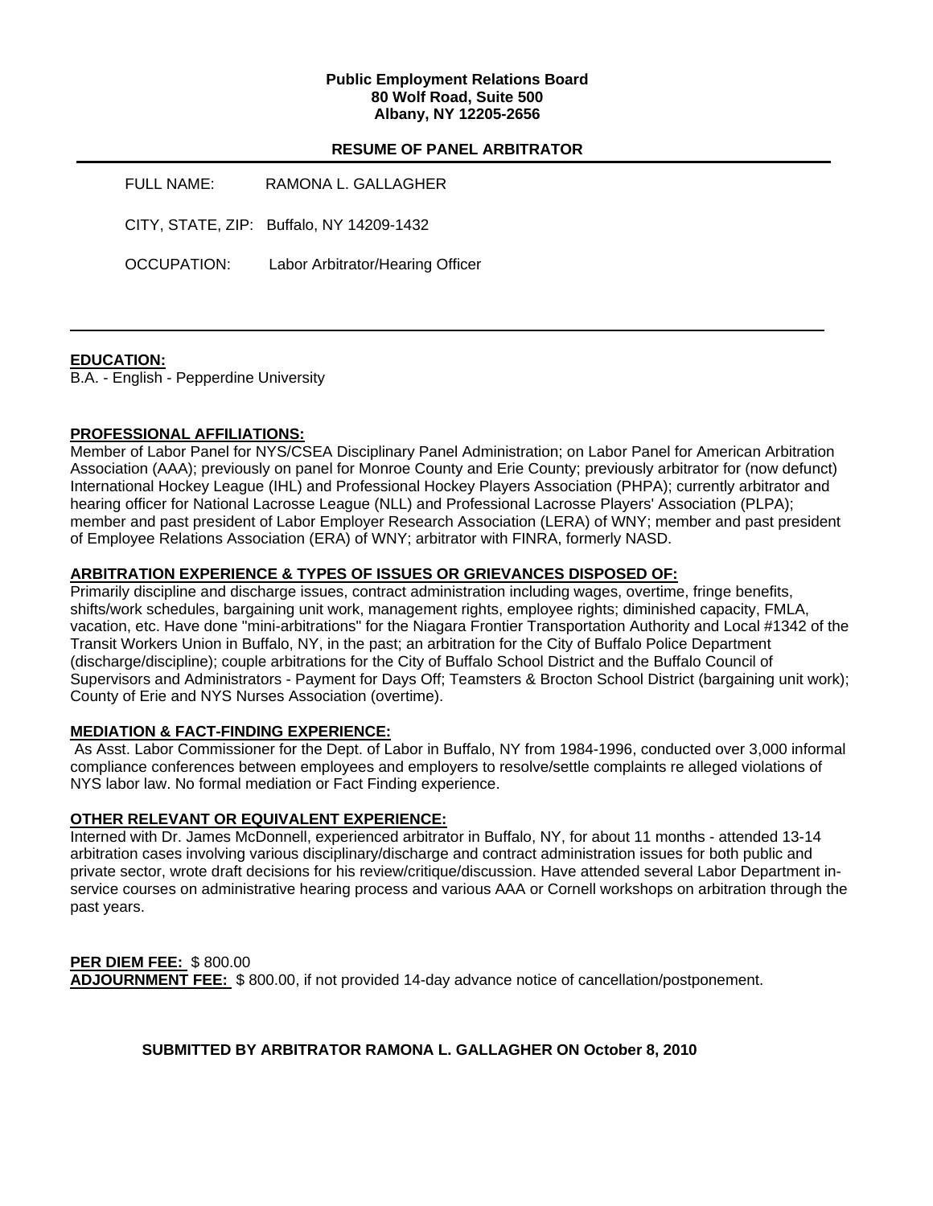**Public Employment Relations Board**
**80 Wolf Road, Suite 500**
**Albany, NY 12205-2656**

## RESUME OF PANEL ARBITRATOR

FULL NAME: RAMONA L. GALLAGHER

CITY, STATE, ZIP: Buffalo, NY 14209-1432

OCCUPATION: Labor Arbitrator/Hearing Officer

---

**EDUCATION:**
B.A. - English - Pepperdine University

**PROFESSIONAL AFFILIATIONS:**
Member of Labor Panel for NYS/CSEA Disciplinary Panel Administration; on Labor Panel for American Arbitration Association (AAA); previously on panel for Monroe County and Erie County; previously arbitrator for (now defunct) International Hockey League (IHL) and Professional Hockey Players Association (PHPA); currently arbitrator and hearing officer for National Lacrosse League (NLL) and Professional Lacrosse Players' Association (PLPA); member and past president of Labor Employer Research Association (LERA) of WNY; member and past president of Employee Relations Association (ERA) of WNY; arbitrator with FINRA, formerly NASD.

**ARBITRATION EXPERIENCE & TYPES OF ISSUES OR GRIEVANCES DISPOSED OF:**
Primarily discipline and discharge issues, contract administration including wages, overtime, fringe benefits, shifts/work schedules, bargaining unit work, management rights, employee rights; diminished capacity, FMLA, vacation, etc. Have done "mini-arbitrations" for the Niagara Frontier Transportation Authority and Local #1342 of the Transit Workers Union in Buffalo, NY, in the past; an arbitration for the City of Buffalo Police Department (discharge/discipline); couple arbitrations for the City of Buffalo School District and the Buffalo Council of Supervisors and Administrators - Payment for Days Off; Teamsters & Brocton School District (bargaining unit work); County of Erie and NYS Nurses Association (overtime).

**MEDIATION & FACT-FINDING EXPERIENCE:**
As Asst. Labor Commissioner for the Dept. of Labor in Buffalo, NY from 1984-1996, conducted over 3,000 informal compliance conferences between employees and employers to resolve/settle complaints re alleged violations of NYS labor law. No formal mediation or Fact Finding experience.

**OTHER RELEVANT OR EQUIVALENT EXPERIENCE:**
Interned with Dr. James McDonnell, experienced arbitrator in Buffalo, NY, for about 11 months - attended 13-14 arbitration cases involving various disciplinary/discharge and contract administration issues for both public and private sector, wrote draft decisions for his review/critique/discussion. Have attended several Labor Department in-service courses on administrative hearing process and various AAA or Cornell workshops on arbitration through the past years.

**PER DIEM FEE:** $ 800.00
**ADJOURNMENT FEE:** $ 800.00, if not provided 14-day advance notice of cancellation/postponement.

**SUBMITTED BY ARBITRATOR RAMONA L. GALLAGHER ON October 8, 2010**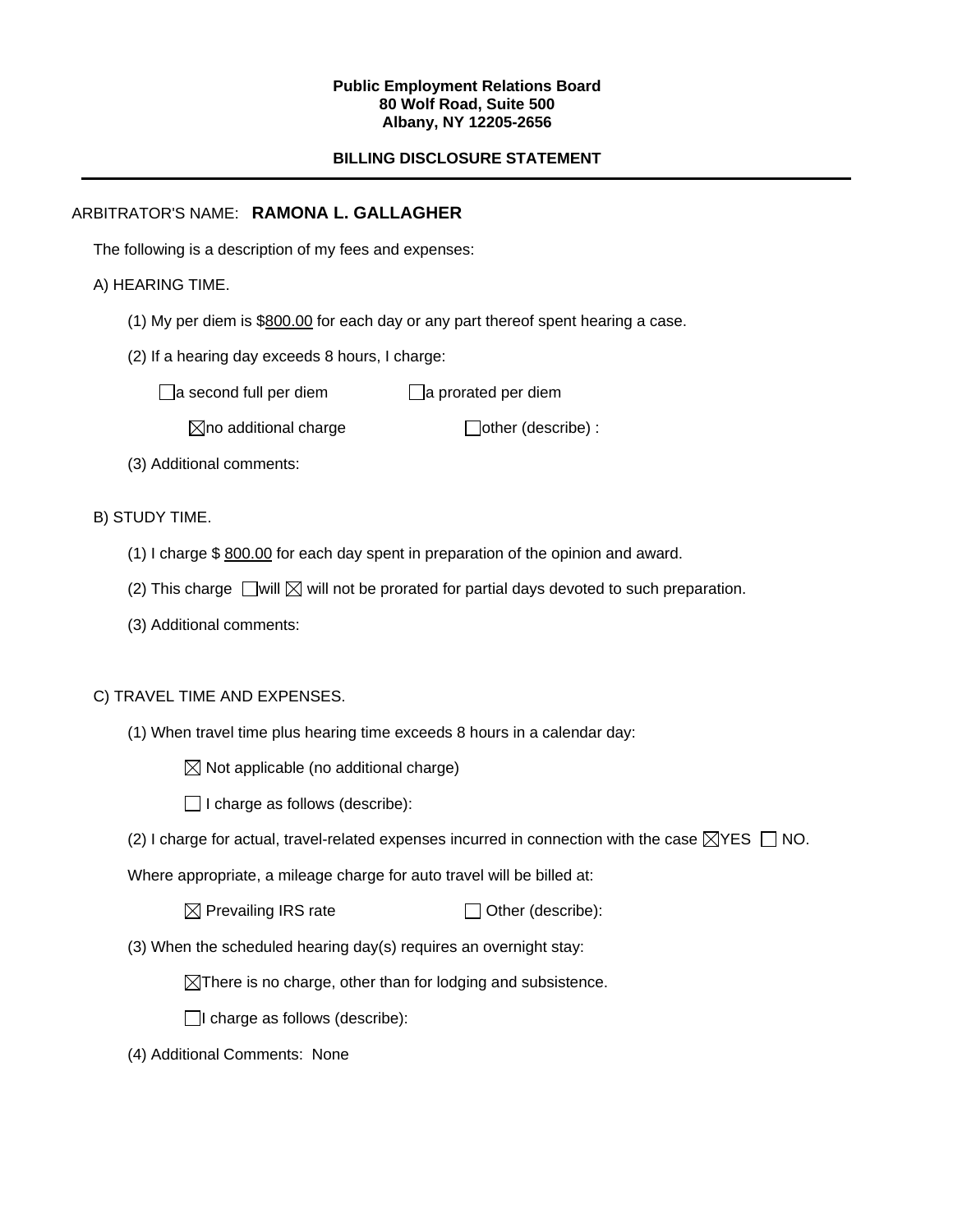**Public Employment Relations Board**
**80 Wolf Road, Suite 500**
**Albany, NY 12205-2656**

**BILLING DISCLOSURE STATEMENT**

---

ARBITRATOR'S NAME: **RAMONA L. GALLAGHER**

The following is a description of my fees and expenses:

A) HEARING TIME.

(1) My per diem is $800.00 for each day or any part thereof spent hearing a case.

(2) If a hearing day exceeds 8 hours, I charge:

☐ a second full per diem ☐ a prorated per diem

☒ no additional charge ☐ other (describe) :

(3) Additional comments:

B) STUDY TIME.

(1) I charge $ 800.00 for each day spent in preparation of the opinion and award.

(2) This charge ☐ will ☒ will not be prorated for partial days devoted to such preparation.

(3) Additional comments:

C) TRAVEL TIME AND EXPENSES.

(1) When travel time plus hearing time exceeds 8 hours in a calendar day:

☒ Not applicable (no additional charge)

☐ I charge as follows (describe):

(2) I charge for actual, travel-related expenses incurred in connection with the case ☒ YES ☐ NO.

Where appropriate, a mileage charge for auto travel will be billed at:

☒ Prevailing IRS rate ☐ Other (describe):

(3) When the scheduled hearing day(s) requires an overnight stay:

☒ There is no charge, other than for lodging and subsistence.

☐ I charge as follows (describe):

(4) Additional Comments: None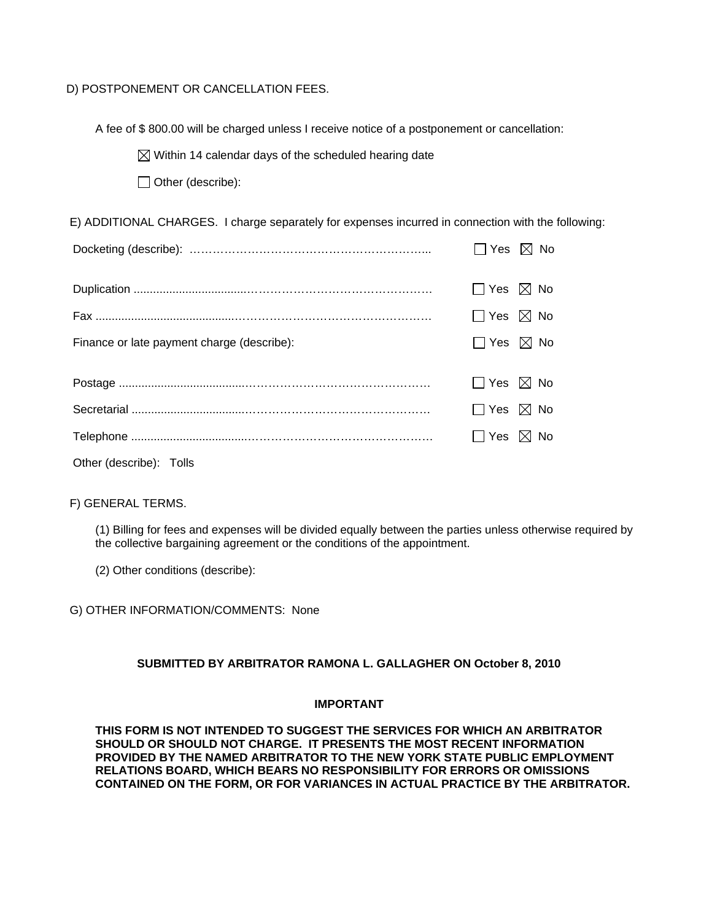D) POSTPONEMENT OR CANCELLATION FEES.

A fee of $ 800.00 will be charged unless I receive notice of a postponement or cancellation:

☒ Within 14 calendar days of the scheduled hearing date

☐ Other (describe):

E) ADDITIONAL CHARGES. I charge separately for expenses incurred in connection with the following:

| | |
|---|---|
| Docketing (describe): ………………………………………………….. | ☐ Yes ☒ No |
| Duplication ………………………………………………………… | ☐ Yes ☒ No |
| Fax ………………………………………………………………… | ☐ Yes ☒ No |
| Finance or late payment charge (describe): | ☐ Yes ☒ No |
| Postage ……………………………………………………………… | ☐ Yes ☒ No |
| Secretarial …………………………………………………………… | ☐ Yes ☒ No |
| Telephone …………………………………………………………… | ☐ Yes ☒ No |

Other (describe): Tolls

F) GENERAL TERMS.

(1) Billing for fees and expenses will be divided equally between the parties unless otherwise required by the collective bargaining agreement or the conditions of the appointment.

(2) Other conditions (describe):

G) OTHER INFORMATION/COMMENTS: None

**SUBMITTED BY ARBITRATOR RAMONA L. GALLAGHER ON October 8, 2010**

**IMPORTANT**

**THIS FORM IS NOT INTENDED TO SUGGEST THE SERVICES FOR WHICH AN ARBITRATOR SHOULD OR SHOULD NOT CHARGE. IT PRESENTS THE MOST RECENT INFORMATION PROVIDED BY THE NAMED ARBITRATOR TO THE NEW YORK STATE PUBLIC EMPLOYMENT RELATIONS BOARD, WHICH BEARS NO RESPONSIBILITY FOR ERRORS OR OMISSIONS CONTAINED ON THE FORM, OR FOR VARIANCES IN ACTUAL PRACTICE BY THE ARBITRATOR.**